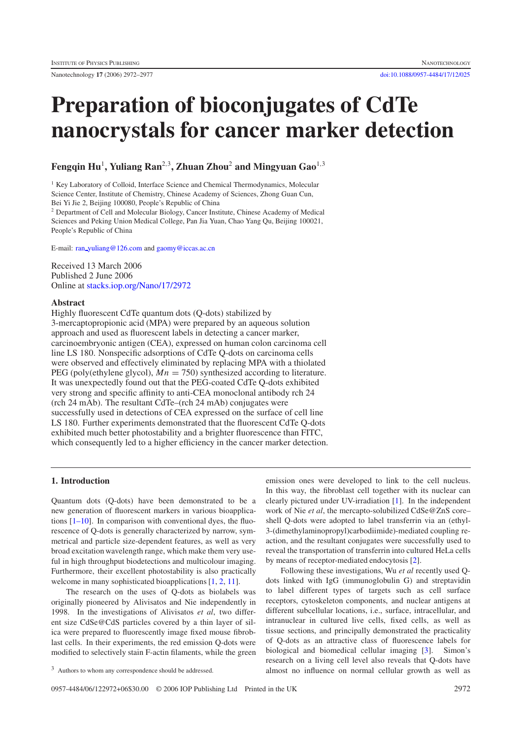# Preparation of bioconjugates of CdTe nanocrystals for cancer marker detection

**Fengqin Hu**[1], **Yuliang Ran**[2,3], **Zhuan Zhou**[2] **and Mingyuan Gao**[1,3]

[1] Key Laboratory of Colloid, Interface Science and Chemical Thermodynamics, Molecular Science Center, Institute of Chemistry, Chinese Academy of Sciences, Zhong Guan Cun, Bei Yi Jie 2, Beijing 100080, People's Republic of China

[2] Department of Cell and Molecular Biology, Cancer Institute, Chinese Academy of Medical Sciences and Peking Union Medical College, Pan Jia Yuan, Chao Yang Qu, Beijing 100021, People's Republic of China

E-mail: ran_yuliang@126.com and gaomy@iccas.ac.cn

Received 13 March 2006
Published 2 June 2006
Online at stacks.iop.org/Nano/17/2972

## Abstract

Highly fluorescent CdTe quantum dots (Q-dots) stabilized by 3-mercaptopropionic acid (MPA) were prepared by an aqueous solution approach and used as fluorescent labels in detecting a cancer marker, carcinoembryonic antigen (CEA), expressed on human colon carcinoma cell line LS 180. Nonspecific adsorptions of CdTe Q-dots on carcinoma cells were observed and effectively eliminated by replacing MPA with a thiolated PEG (poly(ethylene glycol), $Mn = 750$) synthesized according to literature. It was unexpectedly found out that the PEG-coated CdTe Q-dots exhibited very strong and specific affinity to anti-CEA monoclonal antibody rch 24 (rch 24 mAb). The resultant CdTe–(rch 24 mAb) conjugates were successfully used in detections of CEA expressed on the surface of cell line LS 180. Further experiments demonstrated that the fluorescent CdTe Q-dots exhibited much better photostability and a brighter fluorescence than FITC, which consequently led to a higher efficiency in the cancer marker detection.

## 1. Introduction

Quantum dots (Q-dots) have been demonstrated to be a new generation of fluorescent markers in various bioapplications [1–10]. In comparison with conventional dyes, the fluorescence of Q-dots is generally characterized by narrow, symmetrical and particle size-dependent features, as well as very broad excitation wavelength range, which make them very useful in high throughput biodetections and multicolour imaging. Furthermore, their excellent photostability is also practically welcome in many sophisticated bioapplications [1, 2, 11].

The research on the uses of Q-dots as biolabels was originally pioneered by Alivisatos and Nie independently in 1998. In the investigations of Alivisatos *et al*, two different size CdSe@CdS particles covered by a thin layer of silica were prepared to fluorescently image fixed mouse fibroblast cells. In their experiments, the red emission Q-dots were modified to selectively stain F-actin filaments, while the green emission ones were developed to link to the cell nucleus. In this way, the fibroblast cell together with its nuclear can clearly pictured under UV-irradiation [1]. In the independent work of Nie *et al*, the mercapto-solubilized CdSe@ZnS core–shell Q-dots were adopted to label transferrin via an (ethyl-3-(dimethylaminopropyl)carbodiimide)-mediated coupling reaction, and the resultant conjugates were successfully used to reveal the transportation of transferrin into cultured HeLa cells by means of receptor-mediated endocytosis [2].

Following these investigations, Wu *et al* recently used Q-dots linked with IgG (immunoglobulin G) and streptavidin to label different types of targets such as cell surface receptors, cytoskeleton components, and nuclear antigens at different subcellular locations, i.e., surface, intracellular, and intranuclear in cultured live cells, fixed cells, as well as tissue sections, and principally demonstrated the practicality of Q-dots as an attractive class of fluorescence labels for biological and biomedical cellular imaging [3]. Simon's research on a living cell level also reveals that Q-dots have almost no influence on normal cellular growth as well as

[3] Authors to whom any correspondence should be addressed.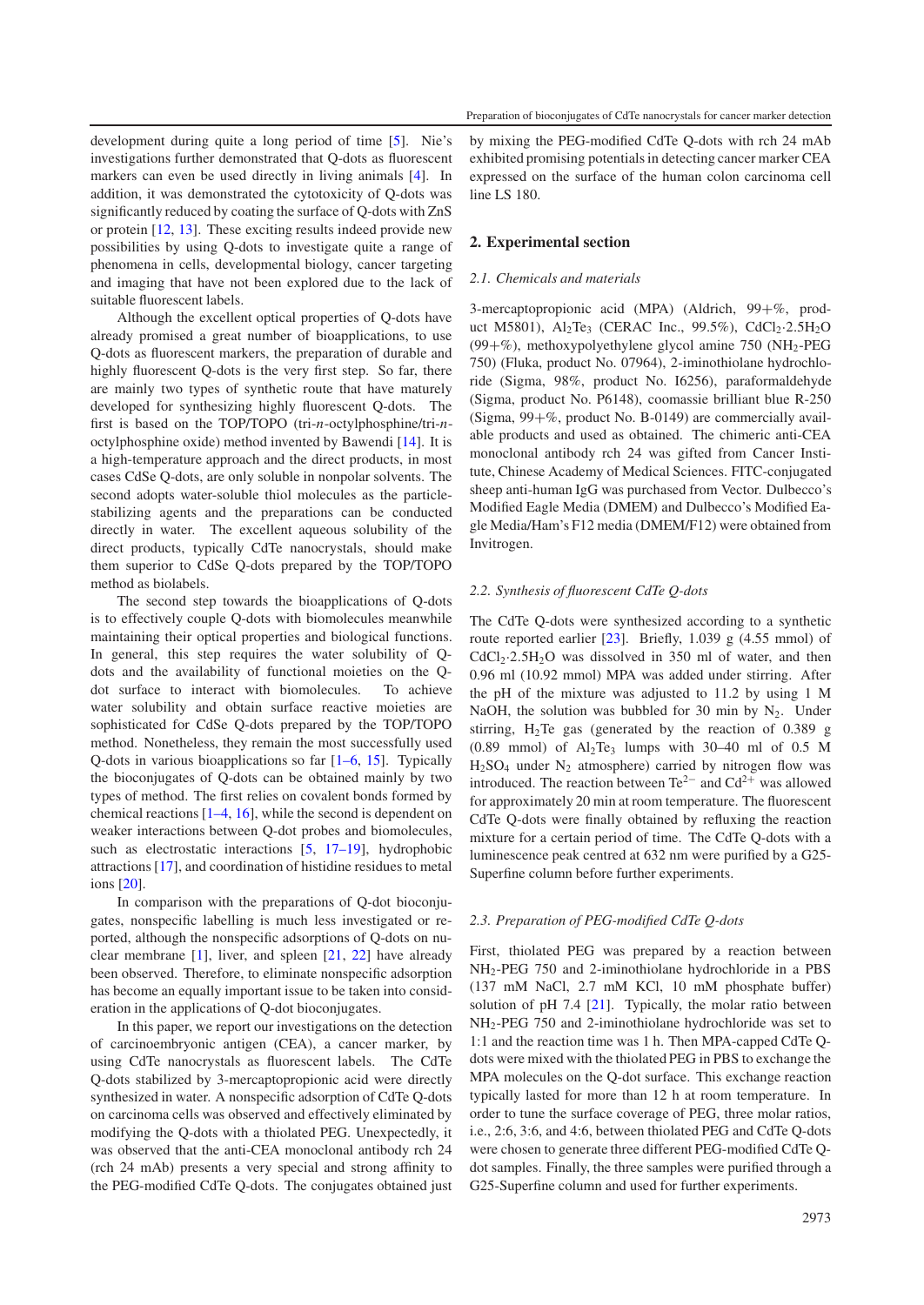development during quite a long period of time [5]. Nie's investigations further demonstrated that Q-dots as fluorescent markers can even be used directly in living animals [4]. In addition, it was demonstrated the cytotoxicity of Q-dots was significantly reduced by coating the surface of Q-dots with ZnS or protein [12, 13]. These exciting results indeed provide new possibilities by using Q-dots to investigate quite a range of phenomena in cells, developmental biology, cancer targeting and imaging that have not been explored due to the lack of suitable fluorescent labels.

Although the excellent optical properties of Q-dots have already promised a great number of bioapplications, to use Q-dots as fluorescent markers, the preparation of durable and highly fluorescent Q-dots is the very first step. So far, there are mainly two types of synthetic route that have maturely developed for synthesizing highly fluorescent Q-dots. The first is based on the TOP/TOPO (tri-*n*-octylphosphine/tri-*n*-octylphosphine oxide) method invented by Bawendi [14]. It is a high-temperature approach and the direct products, in most cases CdSe Q-dots, are only soluble in nonpolar solvents. The second adopts water-soluble thiol molecules as the particle-stabilizing agents and the preparations can be conducted directly in water. The excellent aqueous solubility of the direct products, typically CdTe nanocrystals, should make them superior to CdSe Q-dots prepared by the TOP/TOPO method as biolabels.

The second step towards the bioapplications of Q-dots is to effectively couple Q-dots with biomolecules meanwhile maintaining their optical properties and biological functions. In general, this step requires the water solubility of Q-dots and the availability of functional moieties on the Q-dot surface to interact with biomolecules. To achieve water solubility and obtain surface reactive moieties are sophisticated for CdSe Q-dots prepared by the TOP/TOPO method. Nonetheless, they remain the most successfully used Q-dots in various bioapplications so far [1–6, 15]. Typically the bioconjugates of Q-dots can be obtained mainly by two types of method. The first relies on covalent bonds formed by chemical reactions [1–4, 16], while the second is dependent on weaker interactions between Q-dot probes and biomolecules, such as electrostatic interactions [5, 17–19], hydrophobic attractions [17], and coordination of histidine residues to metal ions [20].

In comparison with the preparations of Q-dot bioconjugates, nonspecific labelling is much less investigated or reported, although the nonspecific adsorptions of Q-dots on nuclear membrane [1], liver, and spleen [21, 22] have already been observed. Therefore, to eliminate nonspecific adsorption has become an equally important issue to be taken into consideration in the applications of Q-dot bioconjugates.

In this paper, we report our investigations on the detection of carcinoembryonic antigen (CEA), a cancer marker, by using CdTe nanocrystals as fluorescent labels. The CdTe Q-dots stabilized by 3-mercaptopropionic acid were directly synthesized in water. A nonspecific adsorption of CdTe Q-dots on carcinoma cells was observed and effectively eliminated by modifying the Q-dots with a thiolated PEG. Unexpectedly, it was observed that the anti-CEA monoclonal antibody rch 24 (rch 24 mAb) presents a very special and strong affinity to the PEG-modified CdTe Q-dots. The conjugates obtained just by mixing the PEG-modified CdTe Q-dots with rch 24 mAb exhibited promising potentials in detecting cancer marker CEA expressed on the surface of the human colon carcinoma cell line LS 180.

## 2. Experimental section

### 2.1. Chemicals and materials

3-mercaptopropionic acid (MPA) (Aldrich, 99+%, product M5801), $Al_2Te_3$ (CERAC Inc., 99.5%), $CdCl_2{\cdot}2.5H_2O$ (99+%), methoxypolyethylene glycol amine 750 ($NH_2$-PEG 750) (Fluka, product No. 07964), 2-iminothiolane hydrochloride (Sigma, 98%, product No. I6256), paraformaldehyde (Sigma, product No. P6148), coomassie brilliant blue R-250 (Sigma, 99+%, product No. B-0149) are commercially available products and used as obtained. The chimeric anti-CEA monoclonal antibody rch 24 was gifted from Cancer Institute, Chinese Academy of Medical Sciences. FITC-conjugated sheep anti-human IgG was purchased from Vector. Dulbecco's Modified Eagle Media (DMEM) and Dulbecco's Modified Eagle Media/Ham's F12 media (DMEM/F12) were obtained from Invitrogen.

### 2.2. Synthesis of fluorescent CdTe Q-dots

The CdTe Q-dots were synthesized according to a synthetic route reported earlier [23]. Briefly, 1.039 g (4.55 mmol) of $CdCl_2{\cdot}2.5H_2O$ was dissolved in 350 ml of water, and then 0.96 ml (10.92 mmol) MPA was added under stirring. After the pH of the mixture was adjusted to 11.2 by using 1 M NaOH, the solution was bubbled for 30 min by $N_2$. Under stirring, $H_2Te$ gas (generated by the reaction of 0.389 g (0.89 mmol) of $Al_2Te_3$ lumps with 30–40 ml of 0.5 M $H_2SO_4$ under $N_2$ atmosphere) carried by nitrogen flow was introduced. The reaction between $Te^{2-}$ and $Cd^{2+}$ was allowed for approximately 20 min at room temperature. The fluorescent CdTe Q-dots were finally obtained by refluxing the reaction mixture for a certain period of time. The CdTe Q-dots with a luminescence peak centred at 632 nm were purified by a G25-Superfine column before further experiments.

### 2.3. Preparation of PEG-modified CdTe Q-dots

First, thiolated PEG was prepared by a reaction between $NH_2$-PEG 750 and 2-iminothiolane hydrochloride in a PBS (137 mM NaCl, 2.7 mM KCl, 10 mM phosphate buffer) solution of pH 7.4 [21]. Typically, the molar ratio between $NH_2$-PEG 750 and 2-iminothiolane hydrochloride was set to 1:1 and the reaction time was 1 h. Then MPA-capped CdTe Q-dots were mixed with the thiolated PEG in PBS to exchange the MPA molecules on the Q-dot surface. This exchange reaction typically lasted for more than 12 h at room temperature. In order to tune the surface coverage of PEG, three molar ratios, i.e., 2:6, 3:6, and 4:6, between thiolated PEG and CdTe Q-dots were chosen to generate three different PEG-modified CdTe Q-dot samples. Finally, the three samples were purified through a G25-Superfine column and used for further experiments.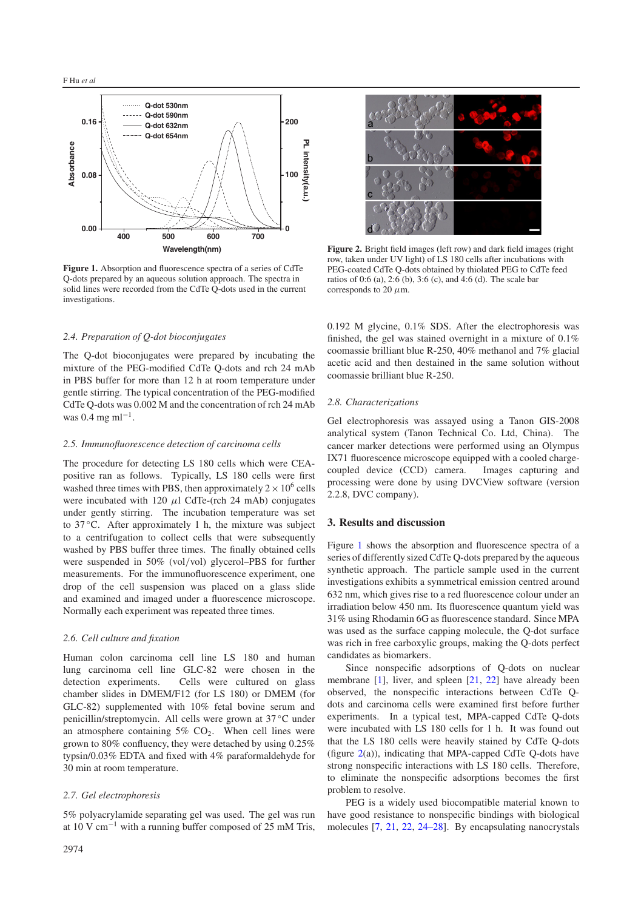Figure 1. Absorption and fluorescence spectra of a series of CdTe Q-dots prepared by an aqueous solution approach. The spectra in solid lines were recorded from the CdTe Q-dots used in the current investigations.

Figure 2. Bright field images (left row) and dark field images (right row, taken under UV light) of LS 180 cells after incubations with PEG-coated CdTe Q-dots obtained by thiolated PEG to CdTe feed ratios of 0:6 (a), 2:6 (b), 3:6 (c), and 4:6 (d). The scale bar corresponds to 20 $\mu$m.

### *2.4. Preparation of Q-dot bioconjugates*

The Q-dot bioconjugates were prepared by incubating the mixture of the PEG-modified CdTe Q-dots and rch 24 mAb in PBS buffer for more than 12 h at room temperature under gentle stirring. The typical concentration of the PEG-modified CdTe Q-dots was 0.002 M and the concentration of rch 24 mAb was 0.4 mg ml$^{-1}$.

### *2.5. Immunofluorescence detection of carcinoma cells*

The procedure for detecting LS 180 cells which were CEA-positive ran as follows. Typically, LS 180 cells were first washed three times with PBS, then approximately $2 \times 10^6$ cells were incubated with 120 $\mu$l CdTe-(rch 24 mAb) conjugates under gently stirring. The incubation temperature was set to 37 °C. After approximately 1 h, the mixture was subject to a centrifugation to collect cells that were subsequently washed by PBS buffer three times. The finally obtained cells were suspended in 50% (vol/vol) glycerol–PBS for further measurements. For the immunofluorescence experiment, one drop of the cell suspension was placed on a glass slide and examined and imaged under a fluorescence microscope. Normally each experiment was repeated three times.

### *2.6. Cell culture and fixation*

Human colon carcinoma cell line LS 180 and human lung carcinoma cell line GLC-82 were chosen in the detection experiments. Cells were cultured on glass chamber slides in DMEM/F12 (for LS 180) or DMEM (for GLC-82) supplemented with 10% fetal bovine serum and penicillin/streptomycin. All cells were grown at 37 °C under an atmosphere containing 5% $CO_2$. When cell lines were grown to 80% confluency, they were detached by using 0.25% typsin/0.03% EDTA and fixed with 4% paraformaldehyde for 30 min at room temperature.

### *2.7. Gel electrophoresis*

5% polyacrylamide separating gel was used. The gel was run at 10 V cm$^{-1}$ with a running buffer composed of 25 mM Tris, 0.192 M glycine, 0.1% SDS. After the electrophoresis was finished, the gel was stained overnight in a mixture of 0.1% coomassie brilliant blue R-250, 40% methanol and 7% glacial acetic acid and then destained in the same solution without coomassie brilliant blue R-250.

### *2.8. Characterizations*

Gel electrophoresis was assayed using a Tanon GIS-2008 analytical system (Tanon Technical Co. Ltd, China). The cancer marker detections were performed using an Olympus IX71 fluorescence microscope equipped with a cooled charge-coupled device (CCD) camera. Images capturing and processing were done by using DVCView software (version 2.2.8, DVC company).

## 3. Results and discussion

Figure 1 shows the absorption and fluorescence spectra of a series of differently sized CdTe Q-dots prepared by the aqueous synthetic approach. The particle sample used in the current investigations exhibits a symmetrical emission centred around 632 nm, which gives rise to a red fluorescence colour under an irradiation below 450 nm. Its fluorescence quantum yield was 31% using Rhodamin 6G as fluorescence standard. Since MPA was used as the surface capping molecule, the Q-dot surface was rich in free carboxylic groups, making the Q-dots perfect candidates as biomarkers.

Since nonspecific adsorptions of Q-dots on nuclear membrane [1], liver, and spleen [21, 22] have already been observed, the nonspecific interactions between CdTe Q-dots and carcinoma cells were examined first before further experiments. In a typical test, MPA-capped CdTe Q-dots were incubated with LS 180 cells for 1 h. It was found out that the LS 180 cells were heavily stained by CdTe Q-dots (figure 2(a)), indicating that MPA-capped CdTe Q-dots have strong nonspecific interactions with LS 180 cells. Therefore, to eliminate the nonspecific adsorptions becomes the first problem to resolve.

PEG is a widely used biocompatible material known to have good resistance to nonspecific bindings with biological molecules [7, 21, 22, 24–28]. By encapsulating nanocrystals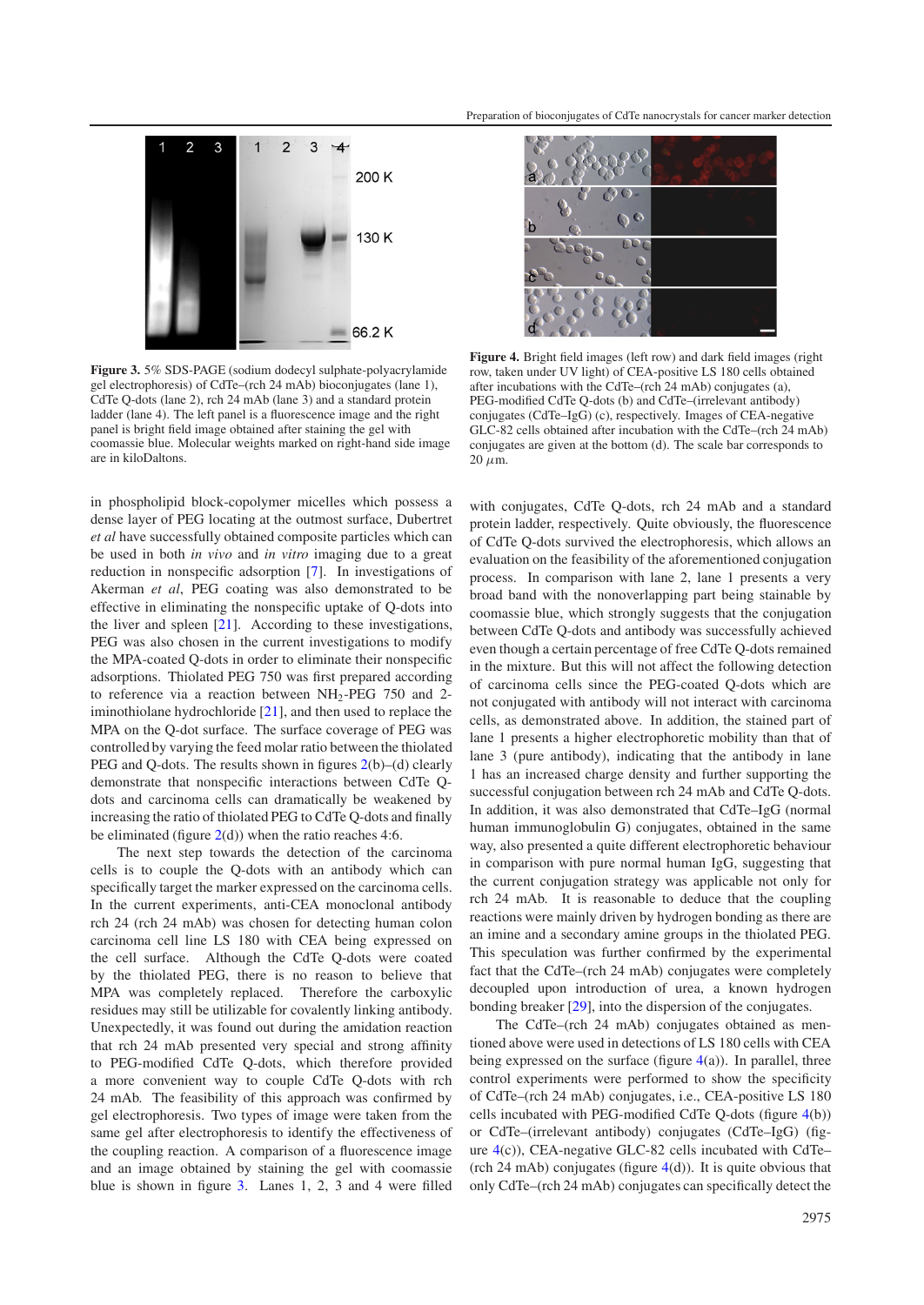**Figure 3.** 5% SDS-PAGE (sodium dodecyl sulphate-polyacrylamide gel electrophoresis) of CdTe–(rch 24 mAb) bioconjugates (lane 1), CdTe Q-dots (lane 2), rch 24 mAb (lane 3) and a standard protein ladder (lane 4). The left panel is a fluorescence image and the right panel is bright field image obtained after staining the gel with coomassie blue. Molecular weights marked on right-hand side image are in kiloDaltons.

**Figure 4.** Bright field images (left row) and dark field images (right row, taken under UV light) of CEA-positive LS 180 cells obtained after incubations with the CdTe–(rch 24 mAb) conjugates (a), PEG-modified CdTe Q-dots (b) and CdTe–(irrelevant antibody) conjugates (CdTe–IgG) (c), respectively. Images of CEA-negative GLC-82 cells obtained after incubation with the CdTe–(rch 24 mAb) conjugates are given at the bottom (d). The scale bar corresponds to 20 $\mu$m.

in phospholipid block-copolymer micelles which possess a dense layer of PEG locating at the outmost surface, Dubertret *et al* have successfully obtained composite particles which can be used in both *in vivo* and *in vitro* imaging due to a great reduction in nonspecific adsorption [7]. In investigations of Akerman *et al*, PEG coating was also demonstrated to be effective in eliminating the nonspecific uptake of Q-dots into the liver and spleen [21]. According to these investigations, PEG was also chosen in the current investigations to modify the MPA-coated Q-dots in order to eliminate their nonspecific adsorptions. Thiolated PEG 750 was first prepared according to reference via a reaction between $NH_2$-PEG 750 and 2-iminothiolane hydrochloride [21], and then used to replace the MPA on the Q-dot surface. The surface coverage of PEG was controlled by varying the feed molar ratio between the thiolated PEG and Q-dots. The results shown in figures 2(b)–(d) clearly demonstrate that nonspecific interactions between CdTe Q-dots and carcinoma cells can dramatically be weakened by increasing the ratio of thiolated PEG to CdTe Q-dots and finally be eliminated (figure 2(d)) when the ratio reaches 4:6.

The next step towards the detection of the carcinoma cells is to couple the Q-dots with an antibody which can specifically target the marker expressed on the carcinoma cells. In the current experiments, anti-CEA monoclonal antibody rch 24 (rch 24 mAb) was chosen for detecting human colon carcinoma cell line LS 180 with CEA being expressed on the cell surface. Although the CdTe Q-dots were coated by the thiolated PEG, there is no reason to believe that MPA was completely replaced. Therefore the carboxylic residues may still be utilizable for covalently linking antibody. Unexpectedly, it was found out during the amidation reaction that rch 24 mAb presented very special and strong affinity to PEG-modified CdTe Q-dots, which therefore provided a more convenient way to couple CdTe Q-dots with rch 24 mAb. The feasibility of this approach was confirmed by gel electrophoresis. Two types of image were taken from the same gel after electrophoresis to identify the effectiveness of the coupling reaction. A comparison of a fluorescence image and an image obtained by staining the gel with coomassie blue is shown in figure 3. Lanes 1, 2, 3 and 4 were filled with conjugates, CdTe Q-dots, rch 24 mAb and a standard protein ladder, respectively. Quite obviously, the fluorescence of CdTe Q-dots survived the electrophoresis, which allows an evaluation on the feasibility of the aforementioned conjugation process. In comparison with lane 2, lane 1 presents a very broad band with the nonoverlapping part being stainable by coomassie blue, which strongly suggests that the conjugation between CdTe Q-dots and antibody was successfully achieved even though a certain percentage of free CdTe Q-dots remained in the mixture. But this will not affect the following detection of carcinoma cells since the PEG-coated Q-dots which are not conjugated with antibody will not interact with carcinoma cells, as demonstrated above. In addition, the stained part of lane 1 presents a higher electrophoretic mobility than that of lane 3 (pure antibody), indicating that the antibody in lane 1 has an increased charge density and further supporting the successful conjugation between rch 24 mAb and CdTe Q-dots. In addition, it was also demonstrated that CdTe–IgG (normal human immunoglobulin G) conjugates, obtained in the same way, also presented a quite different electrophoretic behaviour in comparison with pure normal human IgG, suggesting that the current conjugation strategy was applicable not only for rch 24 mAb. It is reasonable to deduce that the coupling reactions were mainly driven by hydrogen bonding as there are an imine and a secondary amine groups in the thiolated PEG. This speculation was further confirmed by the experimental fact that the CdTe–(rch 24 mAb) conjugates were completely decoupled upon introduction of urea, a known hydrogen bonding breaker [29], into the dispersion of the conjugates.

The CdTe–(rch 24 mAb) conjugates obtained as mentioned above were used in detections of LS 180 cells with CEA being expressed on the surface (figure 4(a)). In parallel, three control experiments were performed to show the specificity of CdTe–(rch 24 mAb) conjugates, i.e., CEA-positive LS 180 cells incubated with PEG-modified CdTe Q-dots (figure 4(b)) or CdTe–(irrelevant antibody) conjugates (CdTe–IgG) (figure 4(c)), CEA-negative GLC-82 cells incubated with CdTe–(rch 24 mAb) conjugates (figure 4(d)). It is quite obvious that only CdTe–(rch 24 mAb) conjugates can specifically detect the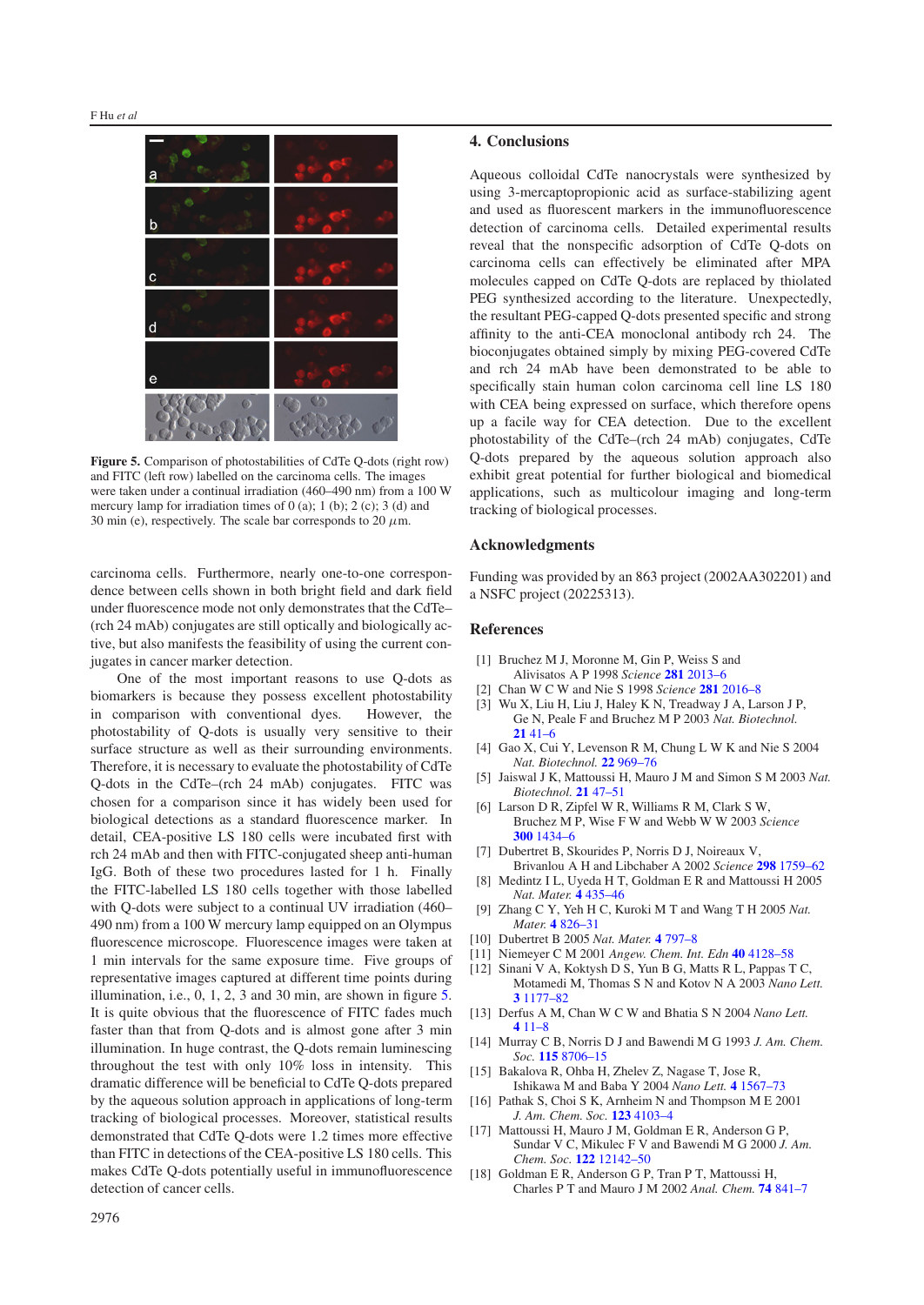**Figure 5.** Comparison of photostabilities of CdTe Q-dots (right row) and FITC (left row) labelled on the carcinoma cells. The images were taken under a continual irradiation (460–490 nm) from a 100 W mercury lamp for irradiation times of 0 (a); 1 (b); 2 (c); 3 (d) and 30 min (e), respectively. The scale bar corresponds to 20 $\mu$m.

carcinoma cells. Furthermore, nearly one-to-one correspondence between cells shown in both bright field and dark field under fluorescence mode not only demonstrates that the CdTe–(rch 24 mAb) conjugates are still optically and biologically active, but also manifests the feasibility of using the current conjugates in cancer marker detection.

One of the most important reasons to use Q-dots as biomarkers is because they possess excellent photostability in comparison with conventional dyes. However, the photostability of Q-dots is usually very sensitive to their surface structure as well as their surrounding environments. Therefore, it is necessary to evaluate the photostability of CdTe Q-dots in the CdTe–(rch 24 mAb) conjugates. FITC was chosen for a comparison since it has widely been used for biological detections as a standard fluorescence marker. In detail, CEA-positive LS 180 cells were incubated first with rch 24 mAb and then with FITC-conjugated sheep anti-human IgG. Both of these two procedures lasted for 1 h. Finally the FITC-labelled LS 180 cells together with those labelled with Q-dots were subject to a continual UV irradiation (460–490 nm) from a 100 W mercury lamp equipped on an Olympus fluorescence microscope. Fluorescence images were taken at 1 min intervals for the same exposure time. Five groups of representative images captured at different time points during illumination, i.e., 0, 1, 2, 3 and 30 min, are shown in figure 5. It is quite obvious that the fluorescence of FITC fades much faster than that from Q-dots and is almost gone after 3 min illumination. In huge contrast, the Q-dots remain luminescing throughout the test with only 10% loss in intensity. This dramatic difference will be beneficial to CdTe Q-dots prepared by the aqueous solution approach in applications of long-term tracking of biological processes. Moreover, statistical results demonstrated that CdTe Q-dots were 1.2 times more effective than FITC in detections of the CEA-positive LS 180 cells. This makes CdTe Q-dots potentially useful in immunofluorescence detection of cancer cells.

## 4. Conclusions

Aqueous colloidal CdTe nanocrystals were synthesized by using 3-mercaptopropionic acid as surface-stabilizing agent and used as fluorescent markers in the immunofluorescence detection of carcinoma cells. Detailed experimental results reveal that the nonspecific adsorption of CdTe Q-dots on carcinoma cells can effectively be eliminated after MPA molecules capped on CdTe Q-dots are replaced by thiolated PEG synthesized according to the literature. Unexpectedly, the resultant PEG-capped Q-dots presented specific and strong affinity to the anti-CEA monoclonal antibody rch 24. The bioconjugates obtained simply by mixing PEG-covered CdTe and rch 24 mAb have been demonstrated to be able to specifically stain human colon carcinoma cell line LS 180 with CEA being expressed on surface, which therefore opens up a facile way for CEA detection. Due to the excellent photostability of the CdTe–(rch 24 mAb) conjugates, CdTe Q-dots prepared by the aqueous solution approach also exhibit great potential for further biological and biomedical applications, such as multicolour imaging and long-term tracking of biological processes.

## Acknowledgments

Funding was provided by an 863 project (2002AA302201) and a NSFC project (20225313).

## References

[1] Bruchez M J, Moronne M, Gin P, Weiss S and Alivisatos A P 1998 *Science* **281** 2013–6

[2] Chan W C W and Nie S 1998 *Science* **281** 2016–8

[3] Wu X, Liu H, Liu J, Haley K N, Treadway J A, Larson J P, Ge N, Peale F and Bruchez M P 2003 *Nat. Biotechnol.* **21** 41–6

[4] Gao X, Cui Y, Levenson R M, Chung L W K and Nie S 2004 *Nat. Biotechnol.* **22** 969–76

[5] Jaiswal J K, Mattoussi H, Mauro J M and Simon S M 2003 *Nat. Biotechnol.* **21** 47–51

[6] Larson D R, Zipfel W R, Williams R M, Clark S W, Bruchez M P, Wise F W and Webb W W 2003 *Science* **300** 1434–6

[7] Dubertret B, Skourides P, Norris D J, Noireaux V, Brivanlou A H and Libchaber A 2002 *Science* **298** 1759–62

[8] Medintz I L, Uyeda H T, Goldman E R and Mattoussi H 2005 *Nat. Mater.* **4** 435–46

[9] Zhang C Y, Yeh H C, Kuroki M T and Wang T H 2005 *Nat. Mater.* **4** 826–31

[10] Dubertret B 2005 *Nat. Mater.* **4** 797–8

[11] Niemeyer C M 2001 *Angew. Chem. Int. Edn* **40** 4128–58

[12] Sinani V A, Koktysh D S, Yun B G, Matts R L, Pappas T C, Motamedi M, Thomas S N and Kotov N A 2003 *Nano Lett.* **3** 1177–82

[13] Derfus A M, Chan W C W and Bhatia S N 2004 *Nano Lett.* **4** 11–8

[14] Murray C B, Norris D J and Bawendi M G 1993 *J. Am. Chem. Soc.* **115** 8706–15

[15] Bakalova R, Ohba H, Zhelev Z, Nagase T, Jose R, Ishikawa M and Baba Y 2004 *Nano Lett.* **4** 1567–73

[16] Pathak S, Choi S K, Arnheim N and Thompson M E 2001 *J. Am. Chem. Soc.* **123** 4103–4

[17] Mattoussi H, Mauro J M, Goldman E R, Anderson G P, Sundar V C, Mikulec F V and Bawendi M G 2000 *J. Am. Chem. Soc.* **122** 12142–50

[18] Goldman E R, Anderson G P, Tran P T, Mattoussi H, Charles P T and Mauro J M 2002 *Anal. Chem.* **74** 841–7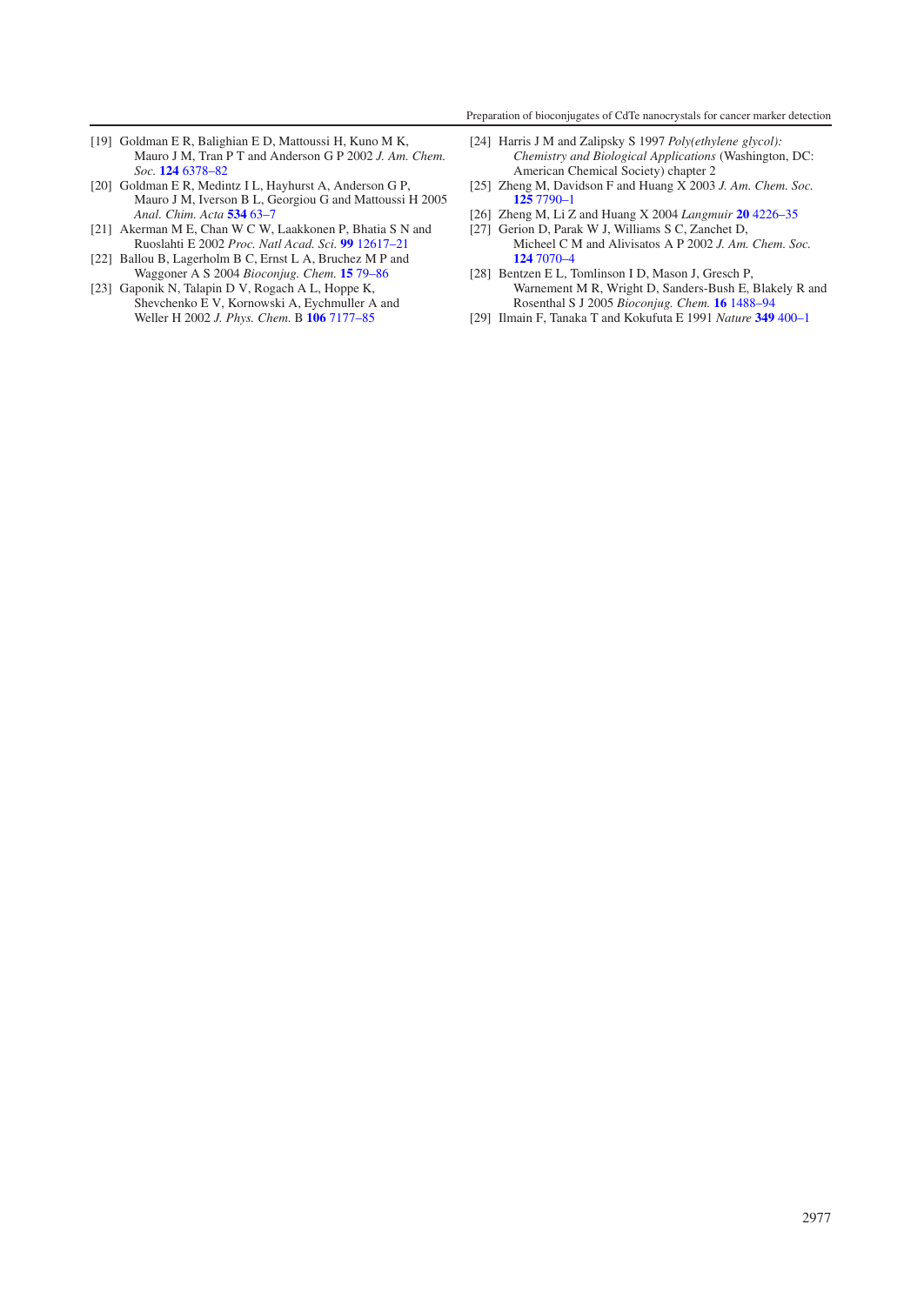- [19] Goldman E R, Balighian E D, Mattoussi H, Kuno M K, Mauro J M, Tran P T and Anderson G P 2002 *J. Am. Chem. Soc.* **124** 6378–82
- [20] Goldman E R, Medintz I L, Hayhurst A, Anderson G P, Mauro J M, Iverson B L, Georgiou G and Mattoussi H 2005 *Anal. Chim. Acta* **534** 63–7
- [21] Akerman M E, Chan W C W, Laakkonen P, Bhatia S N and Ruoslahti E 2002 *Proc. Natl Acad. Sci.* **99** 12617–21
- [22] Ballou B, Lagerholm B C, Ernst L A, Bruchez M P and Waggoner A S 2004 *Bioconjug. Chem.* **15** 79–86
- [23] Gaponik N, Talapin D V, Rogach A L, Hoppe K, Shevchenko E V, Kornowski A, Eychmuller A and Weller H 2002 *J. Phys. Chem.* B **106** 7177–85
- [24] Harris J M and Zalipsky S 1997 *Poly(ethylene glycol): Chemistry and Biological Applications* (Washington, DC: American Chemical Society) chapter 2
- [25] Zheng M, Davidson F and Huang X 2003 *J. Am. Chem. Soc.* **125** 7790–1
- [26] Zheng M, Li Z and Huang X 2004 *Langmuir* **20** 4226–35
- [27] Gerion D, Parak W J, Williams S C, Zanchet D, Micheel C M and Alivisatos A P 2002 *J. Am. Chem. Soc.* **124** 7070–4
- [28] Bentzen E L, Tomlinson I D, Mason J, Gresch P, Warnement M R, Wright D, Sanders-Bush E, Blakely R and Rosenthal S J 2005 *Bioconjug. Chem.* **16** 1488–94
- [29] Ilmain F, Tanaka T and Kokufuta E 1991 *Nature* **349** 400–1